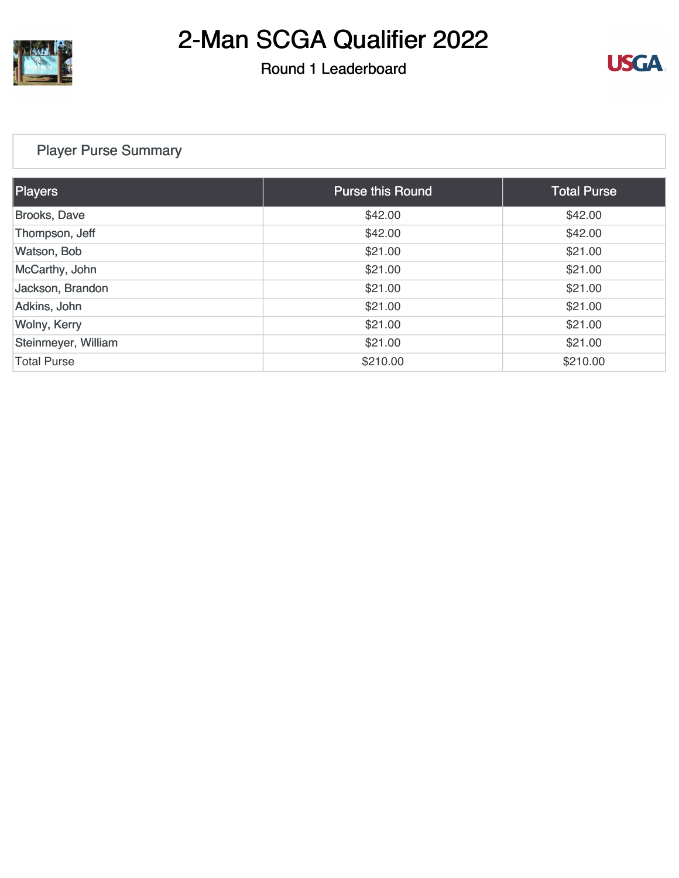# 2-Man SCGA Qualifier 2022

## Round 1 Leaderboard

### Player Purse Summary

| Players | Purse this Round | Total Purse |
|---|---|---|
| Brooks, Dave | $42.00 | $42.00 |
| Thompson, Jeff | $42.00 | $42.00 |
| Watson, Bob | $21.00 | $21.00 |
| McCarthy, John | $21.00 | $21.00 |
| Jackson, Brandon | $21.00 | $21.00 |
| Adkins, John | $21.00 | $21.00 |
| Wolny, Kerry | $21.00 | $21.00 |
| Steinmeyer, William | $21.00 | $21.00 |
| Total Purse | $210.00 | $210.00 |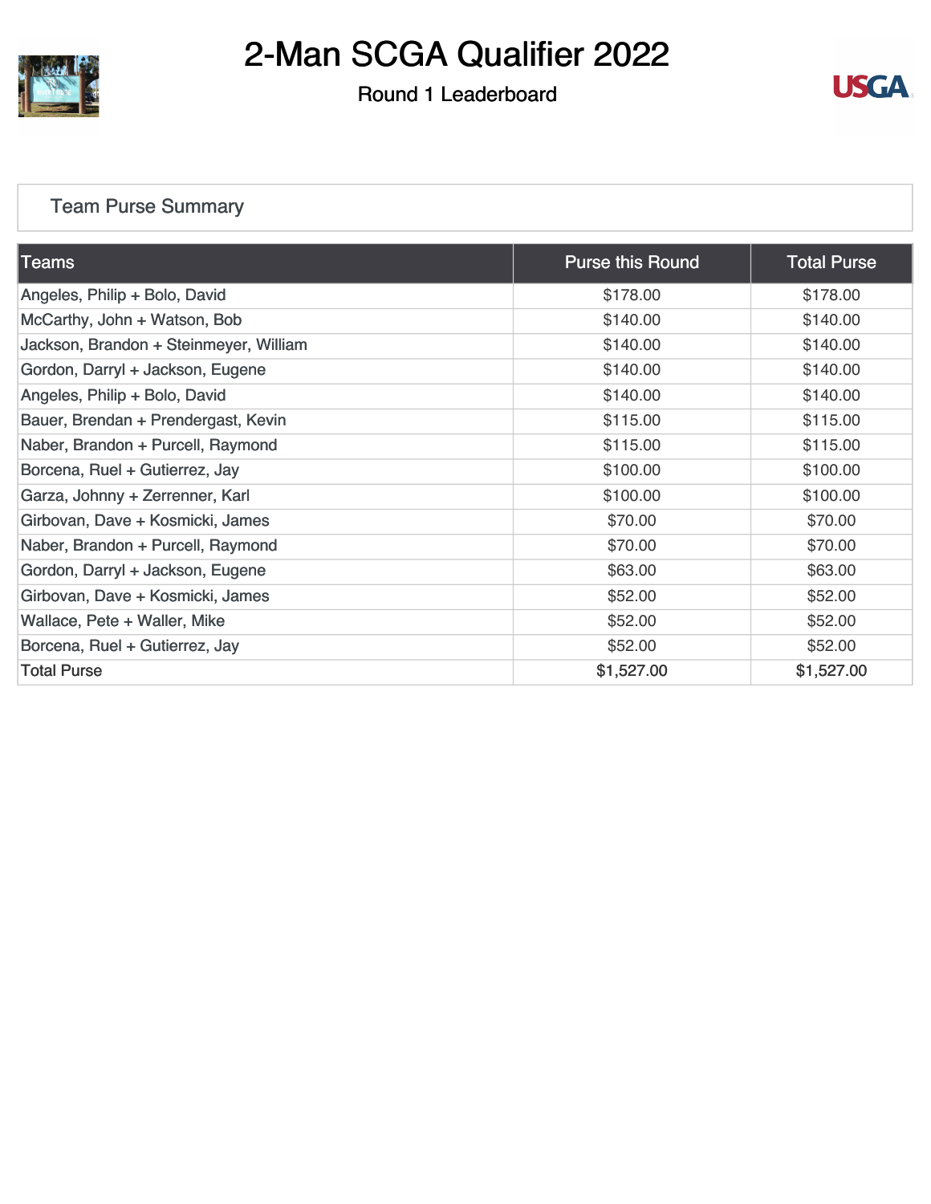# 2-Man SCGA Qualifier 2022

Round 1 Leaderboard

## Team Purse Summary

| Teams | Purse this Round | Total Purse |
| --- | --- | --- |
| Angeles, Philip + Bolo, David | $178.00 | $178.00 |
| McCarthy, John + Watson, Bob | $140.00 | $140.00 |
| Jackson, Brandon + Steinmeyer, William | $140.00 | $140.00 |
| Gordon, Darryl + Jackson, Eugene | $140.00 | $140.00 |
| Angeles, Philip + Bolo, David | $140.00 | $140.00 |
| Bauer, Brendan + Prendergast, Kevin | $115.00 | $115.00 |
| Naber, Brandon + Purcell, Raymond | $115.00 | $115.00 |
| Borcena, Ruel + Gutierrez, Jay | $100.00 | $100.00 |
| Garza, Johnny + Zerrenner, Karl | $100.00 | $100.00 |
| Girbovan, Dave + Kosmicki, James | $70.00 | $70.00 |
| Naber, Brandon + Purcell, Raymond | $70.00 | $70.00 |
| Gordon, Darryl + Jackson, Eugene | $63.00 | $63.00 |
| Girbovan, Dave + Kosmicki, James | $52.00 | $52.00 |
| Wallace, Pete + Waller, Mike | $52.00 | $52.00 |
| Borcena, Ruel + Gutierrez, Jay | $52.00 | $52.00 |
| Total Purse | $1,527.00 | $1,527.00 |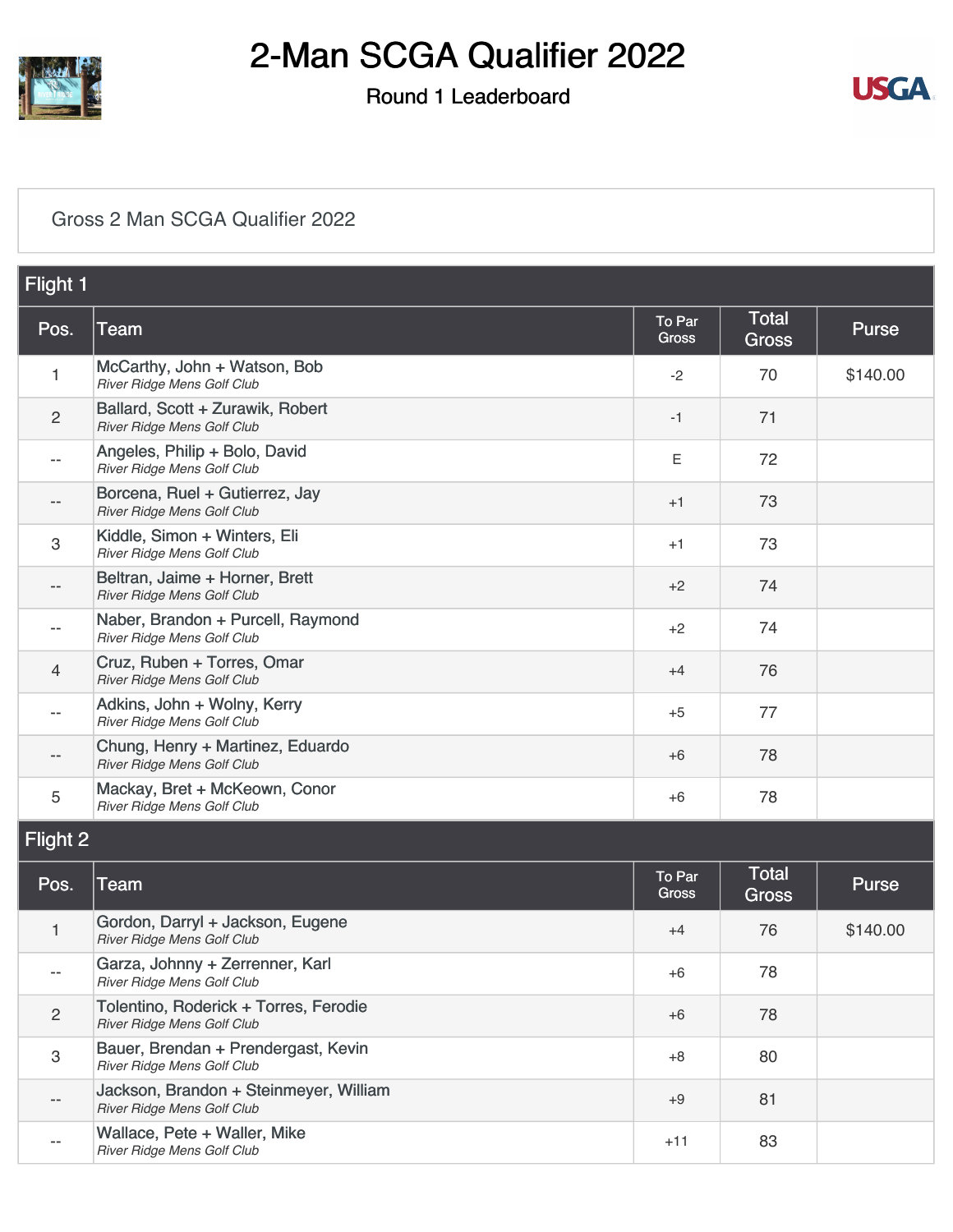# 2-Man SCGA Qualifier 2022

## Round 1 Leaderboard

Gross 2 Man SCGA Qualifier 2022

### Flight 1

| Pos. | Team | To Par Gross | Total Gross | Purse |
|---|---|---|---|---|
| 1 | McCarthy, John + Watson, Bob<br>*River Ridge Mens Golf Club* | -2 | 70 | $140.00 |
| 2 | Ballard, Scott + Zurawik, Robert<br>*River Ridge Mens Golf Club* | -1 | 71 | |
| -- | Angeles, Philip + Bolo, David<br>*River Ridge Mens Golf Club* | E | 72 | |
| -- | Borcena, Ruel + Gutierrez, Jay<br>*River Ridge Mens Golf Club* | +1 | 73 | |
| 3 | Kiddle, Simon + Winters, Eli<br>*River Ridge Mens Golf Club* | +1 | 73 | |
| -- | Beltran, Jaime + Horner, Brett<br>*River Ridge Mens Golf Club* | +2 | 74 | |
| -- | Naber, Brandon + Purcell, Raymond<br>*River Ridge Mens Golf Club* | +2 | 74 | |
| 4 | Cruz, Ruben + Torres, Omar<br>*River Ridge Mens Golf Club* | +4 | 76 | |
| -- | Adkins, John + Wolny, Kerry<br>*River Ridge Mens Golf Club* | +5 | 77 | |
| -- | Chung, Henry + Martinez, Eduardo<br>*River Ridge Mens Golf Club* | +6 | 78 | |
| 5 | Mackay, Bret + McKeown, Conor<br>*River Ridge Mens Golf Club* | +6 | 78 | |

### Flight 2

| Pos. | Team | To Par Gross | Total Gross | Purse |
|---|---|---|---|---|
| 1 | Gordon, Darryl + Jackson, Eugene<br>*River Ridge Mens Golf Club* | +4 | 76 | $140.00 |
| -- | Garza, Johnny + Zerrenner, Karl<br>*River Ridge Mens Golf Club* | +6 | 78 | |
| 2 | Tolentino, Roderick + Torres, Ferodie<br>*River Ridge Mens Golf Club* | +6 | 78 | |
| 3 | Bauer, Brendan + Prendergast, Kevin<br>*River Ridge Mens Golf Club* | +8 | 80 | |
| -- | Jackson, Brandon + Steinmeyer, William<br>*River Ridge Mens Golf Club* | +9 | 81 | |
| -- | Wallace, Pete + Waller, Mike<br>*River Ridge Mens Golf Club* | +11 | 83 | |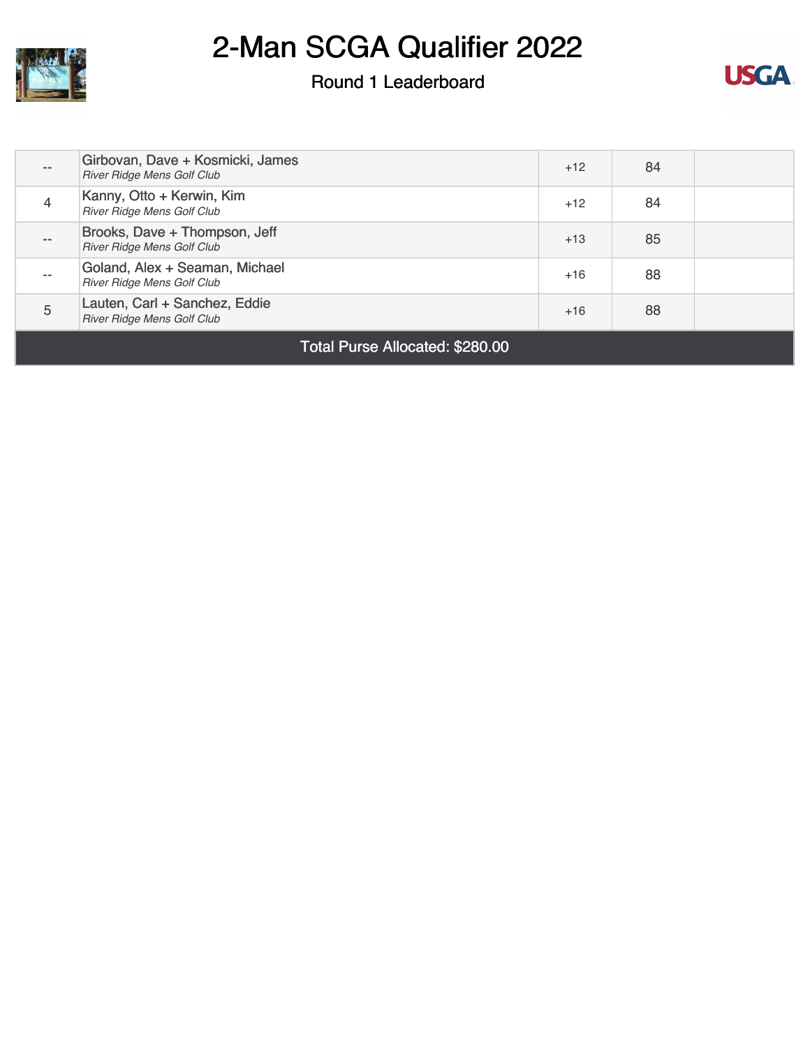# 2-Man SCGA Qualifier 2022

Round 1 Leaderboard

| | | | | |
|---|---|---|---|---|
| -- | Girbovan, Dave + Kosmicki, James *River Ridge Mens Golf Club* | +12 | 84 | |
| 4 | Kanny, Otto + Kerwin, Kim *River Ridge Mens Golf Club* | +12 | 84 | |
| -- | Brooks, Dave + Thompson, Jeff *River Ridge Mens Golf Club* | +13 | 85 | |
| -- | Goland, Alex + Seaman, Michael *River Ridge Mens Golf Club* | +16 | 88 | |
| 5 | Lauten, Carl + Sanchez, Eddie *River Ridge Mens Golf Club* | +16 | 88 | |

Total Purse Allocated: $280.00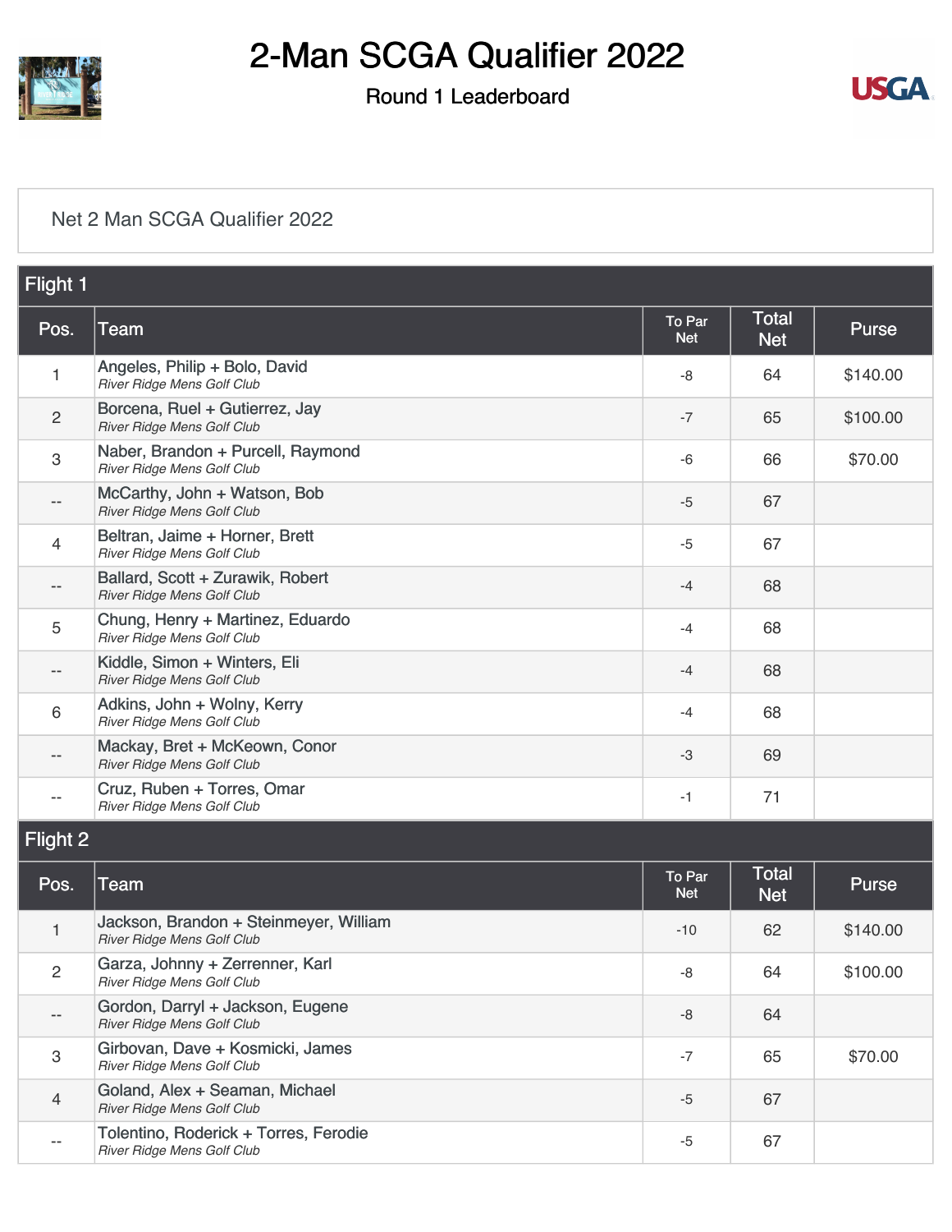# 2-Man SCGA Qualifier 2022

## Round 1 Leaderboard

Net 2 Man SCGA Qualifier 2022

### Flight 1

| Pos. | Team | To Par Net | Total Net | Purse |
|---|---|---|---|---|
| 1 | Angeles, Philip + Bolo, David *River Ridge Mens Golf Club* | -8 | 64 | $140.00 |
| 2 | Borcena, Ruel + Gutierrez, Jay *River Ridge Mens Golf Club* | -7 | 65 | $100.00 |
| 3 | Naber, Brandon + Purcell, Raymond *River Ridge Mens Golf Club* | -6 | 66 | $70.00 |
| -- | McCarthy, John + Watson, Bob *River Ridge Mens Golf Club* | -5 | 67 | |
| 4 | Beltran, Jaime + Horner, Brett *River Ridge Mens Golf Club* | -5 | 67 | |
| -- | Ballard, Scott + Zurawik, Robert *River Ridge Mens Golf Club* | -4 | 68 | |
| 5 | Chung, Henry + Martinez, Eduardo *River Ridge Mens Golf Club* | -4 | 68 | |
| -- | Kiddle, Simon + Winters, Eli *River Ridge Mens Golf Club* | -4 | 68 | |
| 6 | Adkins, John + Wolny, Kerry *River Ridge Mens Golf Club* | -4 | 68 | |
| -- | Mackay, Bret + McKeown, Conor *River Ridge Mens Golf Club* | -3 | 69 | |
| -- | Cruz, Ruben + Torres, Omar *River Ridge Mens Golf Club* | -1 | 71 | |

### Flight 2

| Pos. | Team | To Par Net | Total Net | Purse |
|---|---|---|---|---|
| 1 | Jackson, Brandon + Steinmeyer, William *River Ridge Mens Golf Club* | -10 | 62 | $140.00 |
| 2 | Garza, Johnny + Zerrenner, Karl *River Ridge Mens Golf Club* | -8 | 64 | $100.00 |
| -- | Gordon, Darryl + Jackson, Eugene *River Ridge Mens Golf Club* | -8 | 64 | |
| 3 | Girbovan, Dave + Kosmicki, James *River Ridge Mens Golf Club* | -7 | 65 | $70.00 |
| 4 | Goland, Alex + Seaman, Michael *River Ridge Mens Golf Club* | -5 | 67 | |
| -- | Tolentino, Roderick + Torres, Ferodie *River Ridge Mens Golf Club* | -5 | 67 | |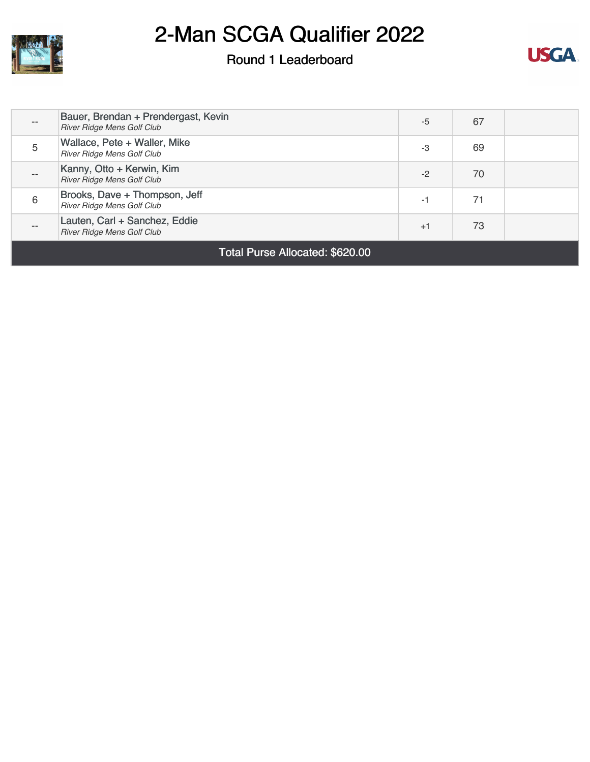# 2-Man SCGA Qualifier 2022

## Round 1 Leaderboard

| | | | | |
|---|---|---|---|---|
| -- | Bauer, Brendan + Prendergast, Kevin<br>*River Ridge Mens Golf Club* | -5 | 67 | |
| 5 | Wallace, Pete + Waller, Mike<br>*River Ridge Mens Golf Club* | -3 | 69 | |
| -- | Kanny, Otto + Kerwin, Kim<br>*River Ridge Mens Golf Club* | -2 | 70 | |
| 6 | Brooks, Dave + Thompson, Jeff<br>*River Ridge Mens Golf Club* | -1 | 71 | |
| -- | Lauten, Carl + Sanchez, Eddie<br>*River Ridge Mens Golf Club* | +1 | 73 | |

Total Purse Allocated: $620.00